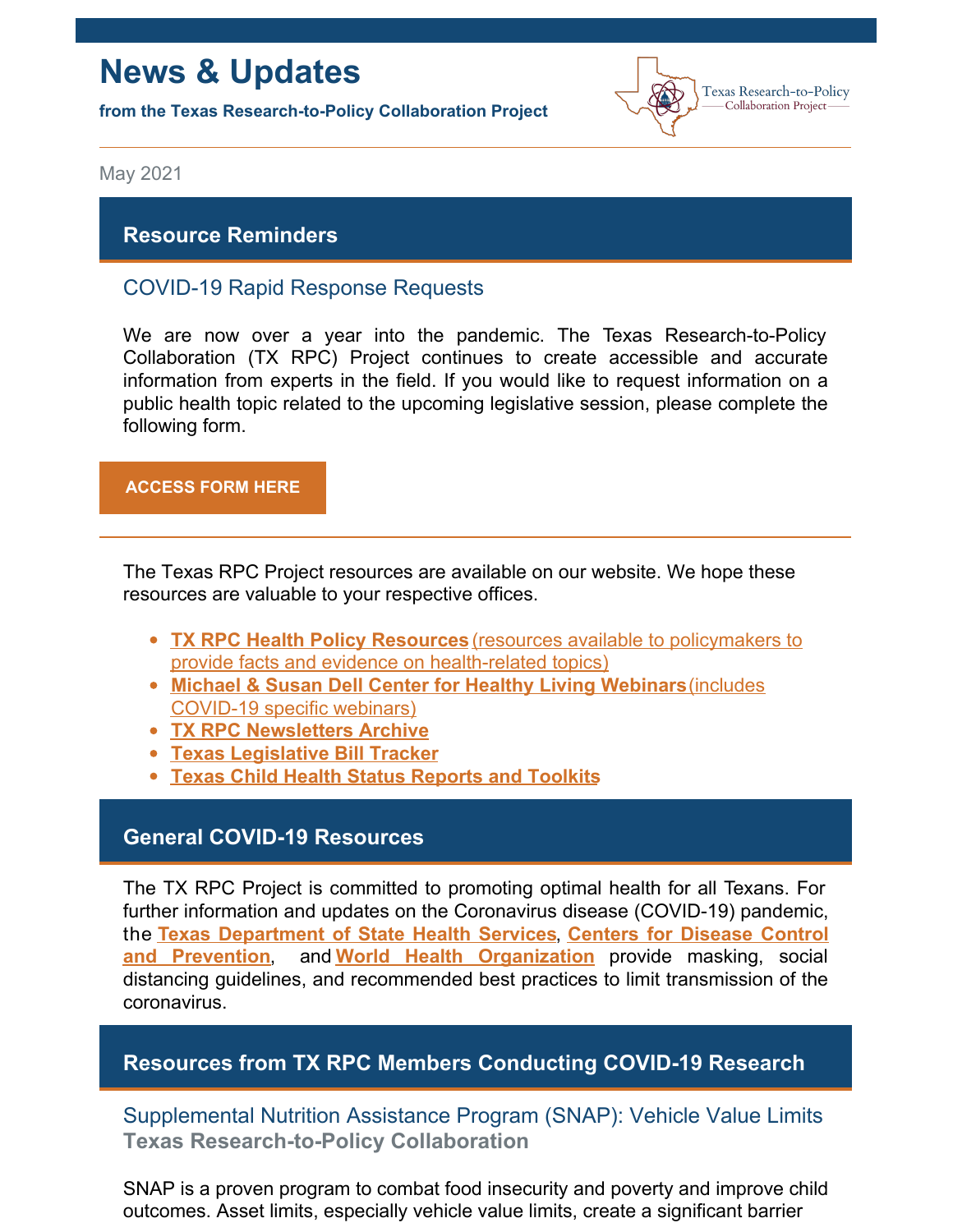# News & Updates

**from the Texas Research-to-Policy Collaboration Project**

Texas Research-to-Policy Collaboration Project

May 2021

## Resource Reminders

### COVID-19 Rapid Response Requests

We are now over a year into the pandemic. The Texas Research-to-Policy Collaboration (TX RPC) Project continues to create accessible and accurate information from experts in the field. If you would like to request information on a public health topic related to the upcoming legislative session, please complete the following form.

**ACCESS FORM HERE**

The Texas RPC Project resources are available on our website. We hope these resources are valuable to your respective offices.

- **TX RPC Health Policy Resources** (resources available to policymakers to provide facts and evidence on health-related topics)
- **Michael & Susan Dell Center for Healthy Living Webinars** (includes COVID-19 specific webinars)
- **TX RPC Newsletters Archive**
- **Texas Legislative Bill Tracker**
- **Texas Child Health Status Reports and Toolkits**

## General COVID-19 Resources

The TX RPC Project is committed to promoting optimal health for all Texans. For further information and updates on the Coronavirus disease (COVID-19) pandemic, the **Texas Department of State Health Services**, **Centers for Disease Control and Prevention**, and **World Health Organization** provide masking, social distancing guidelines, and recommended best practices to limit transmission of the coronavirus.

## Resources from TX RPC Members Conducting COVID-19 Research

### Supplemental Nutrition Assistance Program (SNAP): Vehicle Value Limits

**Texas Research-to-Policy Collaboration**

SNAP is a proven program to combat food insecurity and poverty and improve child outcomes. Asset limits, especially vehicle value limits, create a significant barrier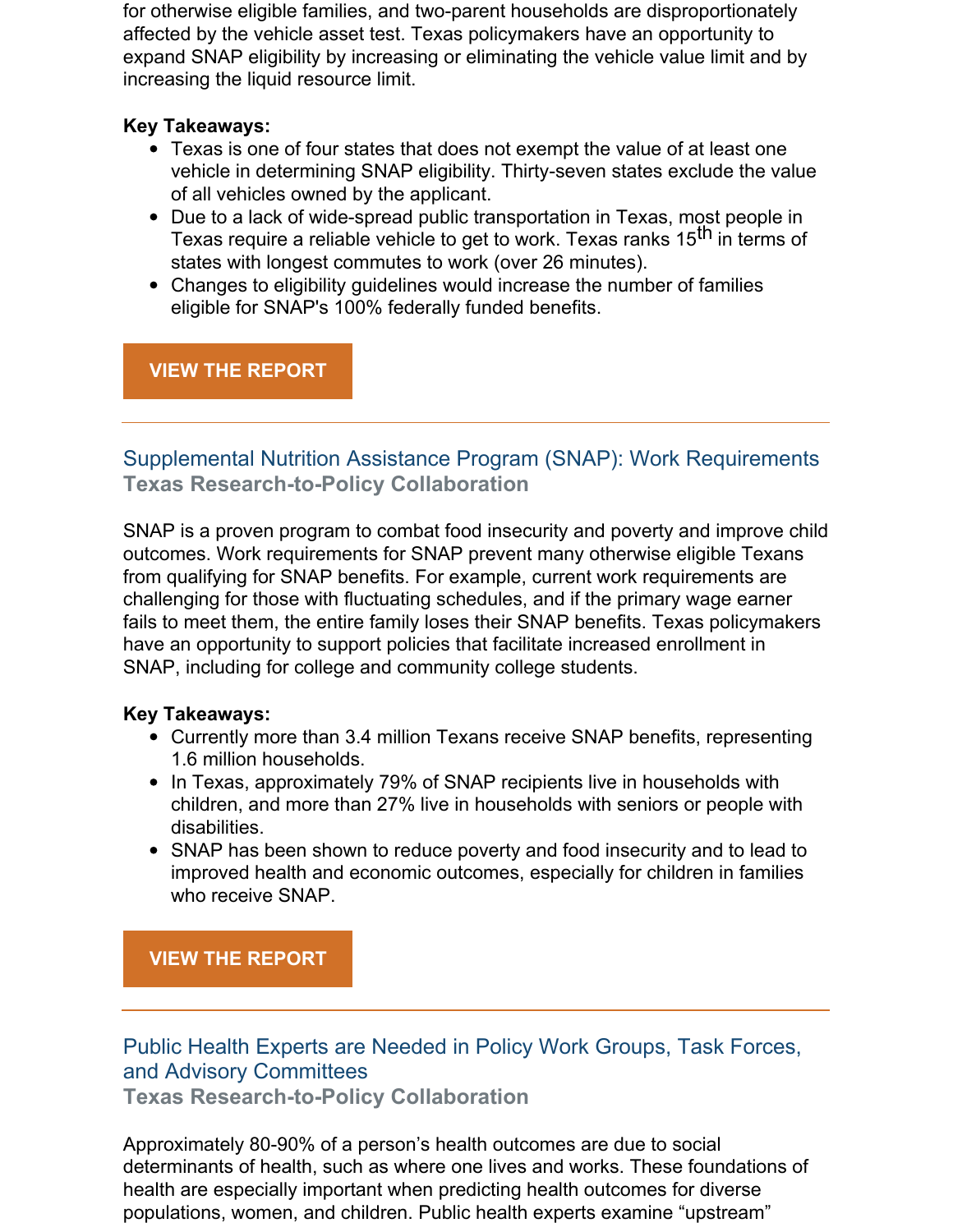for otherwise eligible families, and two-parent households are disproportionately affected by the vehicle asset test. Texas policymakers have an opportunity to expand SNAP eligibility by increasing or eliminating the vehicle value limit and by increasing the liquid resource limit.

**Key Takeaways:**

- Texas is one of four states that does not exempt the value of at least one vehicle in determining SNAP eligibility. Thirty-seven states exclude the value of all vehicles owned by the applicant.
- Due to a lack of wide-spread public transportation in Texas, most people in Texas require a reliable vehicle to get to work. Texas ranks 15th in terms of states with longest commutes to work (over 26 minutes).
- Changes to eligibility guidelines would increase the number of families eligible for SNAP's 100% federally funded benefits.

**VIEW THE REPORT**

---

## Supplemental Nutrition Assistance Program (SNAP): Work Requirements

**Texas Research-to-Policy Collaboration**

SNAP is a proven program to combat food insecurity and poverty and improve child outcomes. Work requirements for SNAP prevent many otherwise eligible Texans from qualifying for SNAP benefits. For example, current work requirements are challenging for those with fluctuating schedules, and if the primary wage earner fails to meet them, the entire family loses their SNAP benefits. Texas policymakers have an opportunity to support policies that facilitate increased enrollment in SNAP, including for college and community college students.

**Key Takeaways:**

- Currently more than 3.4 million Texans receive SNAP benefits, representing 1.6 million households.
- In Texas, approximately 79% of SNAP recipients live in households with children, and more than 27% live in households with seniors or people with disabilities.
- SNAP has been shown to reduce poverty and food insecurity and to lead to improved health and economic outcomes, especially for children in families who receive SNAP.

**VIEW THE REPORT**

---

## Public Health Experts are Needed in Policy Work Groups, Task Forces, and Advisory Committees

**Texas Research-to-Policy Collaboration**

Approximately 80-90% of a person's health outcomes are due to social determinants of health, such as where one lives and works. These foundations of health are especially important when predicting health outcomes for diverse populations, women, and children. Public health experts examine "upstream"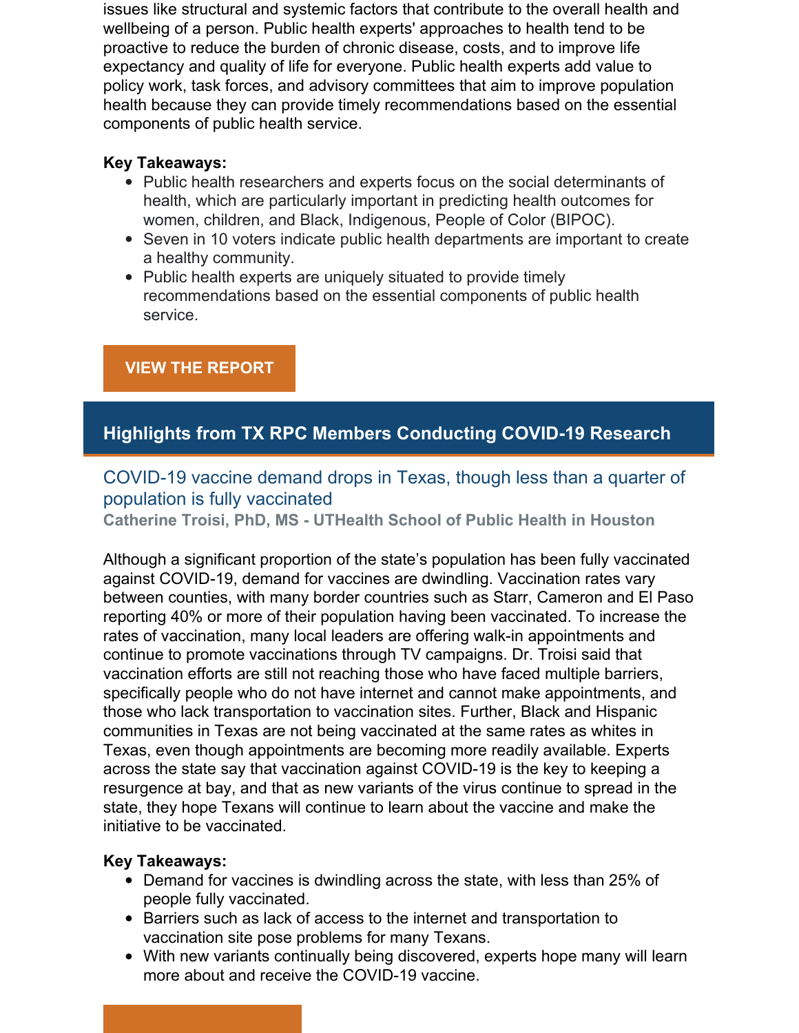issues like structural and systemic factors that contribute to the overall health and wellbeing of a person. Public health experts' approaches to health tend to be proactive to reduce the burden of chronic disease, costs, and to improve life expectancy and quality of life for everyone. Public health experts add value to policy work, task forces, and advisory committees that aim to improve population health because they can provide timely recommendations based on the essential components of public health service.

**Key Takeaways:**

- Public health researchers and experts focus on the social determinants of health, which are particularly important in predicting health outcomes for women, children, and Black, Indigenous, People of Color (BIPOC).
- Seven in 10 voters indicate public health departments are important to create a healthy community.
- Public health experts are uniquely situated to provide timely recommendations based on the essential components of public health service.

**VIEW THE REPORT**

## Highlights from TX RPC Members Conducting COVID-19 Research

### COVID-19 vaccine demand drops in Texas, though less than a quarter of population is fully vaccinated

**Catherine Troisi, PhD, MS - UTHealth School of Public Health in Houston**

Although a significant proportion of the state's population has been fully vaccinated against COVID-19, demand for vaccines are dwindling. Vaccination rates vary between counties, with many border countries such as Starr, Cameron and El Paso reporting 40% or more of their population having been vaccinated. To increase the rates of vaccination, many local leaders are offering walk-in appointments and continue to promote vaccinations through TV campaigns. Dr. Troisi said that vaccination efforts are still not reaching those who have faced multiple barriers, specifically people who do not have internet and cannot make appointments, and those who lack transportation to vaccination sites. Further, Black and Hispanic communities in Texas are not being vaccinated at the same rates as whites in Texas, even though appointments are becoming more readily available. Experts across the state say that vaccination against COVID-19 is the key to keeping a resurgence at bay, and that as new variants of the virus continue to spread in the state, they hope Texans will continue to learn about the vaccine and make the initiative to be vaccinated.

**Key Takeaways:**

- Demand for vaccines is dwindling across the state, with less than 25% of people fully vaccinated.
- Barriers such as lack of access to the internet and transportation to vaccination site pose problems for many Texans.
- With new variants continually being discovered, experts hope many will learn more about and receive the COVID-19 vaccine.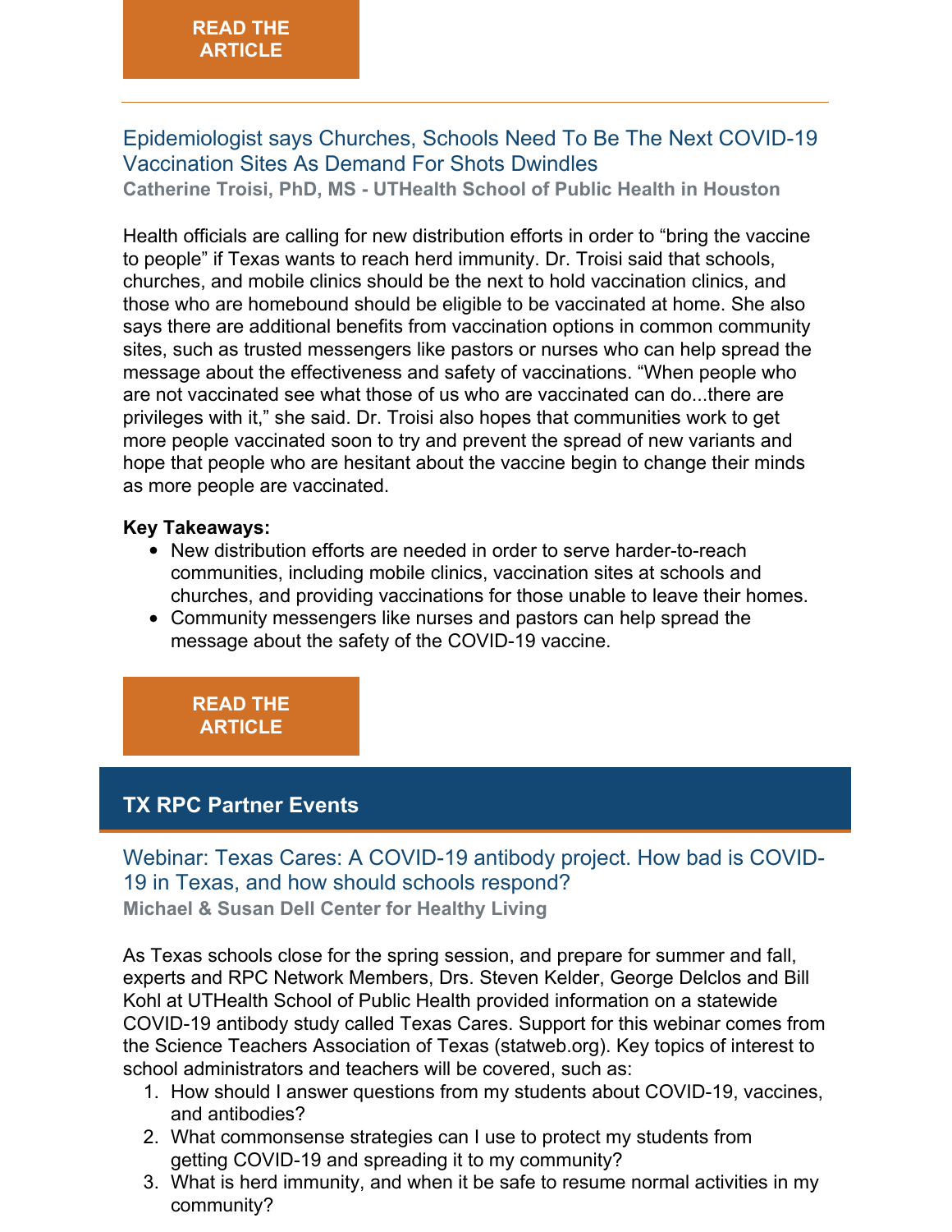**READ THE ARTICLE**

---

### Epidemiologist says Churches, Schools Need To Be The Next COVID-19 Vaccination Sites As Demand For Shots Dwindles

**Catherine Troisi, PhD, MS - UTHealth School of Public Health in Houston**

Health officials are calling for new distribution efforts in order to "bring the vaccine to people" if Texas wants to reach herd immunity. Dr. Troisi said that schools, churches, and mobile clinics should be the next to hold vaccination clinics, and those who are homebound should be eligible to be vaccinated at home. She also says there are additional benefits from vaccination options in common community sites, such as trusted messengers like pastors or nurses who can help spread the message about the effectiveness and safety of vaccinations. "When people who are not vaccinated see what those of us who are vaccinated can do...there are privileges with it," she said. Dr. Troisi also hopes that communities work to get more people vaccinated soon to try and prevent the spread of new variants and hope that people who are hesitant about the vaccine begin to change their minds as more people are vaccinated.

**Key Takeaways:**

- New distribution efforts are needed in order to serve harder-to-reach communities, including mobile clinics, vaccination sites at schools and churches, and providing vaccinations for those unable to leave their homes.
- Community messengers like nurses and pastors can help spread the message about the safety of the COVID-19 vaccine.

**READ THE ARTICLE**

## TX RPC Partner Events

### Webinar: Texas Cares: A COVID-19 antibody project. How bad is COVID-19 in Texas, and how should schools respond?

**Michael & Susan Dell Center for Healthy Living**

As Texas schools close for the spring session, and prepare for summer and fall, experts and RPC Network Members, Drs. Steven Kelder, George Delclos and Bill Kohl at UTHealth School of Public Health provided information on a statewide COVID-19 antibody study called Texas Cares. Support for this webinar comes from the Science Teachers Association of Texas (statweb.org). Key topics of interest to school administrators and teachers will be covered, such as:

1. How should I answer questions from my students about COVID-19, vaccines, and antibodies?
2. What commonsense strategies can I use to protect my students from getting COVID-19 and spreading it to my community?
3. What is herd immunity, and when it be safe to resume normal activities in my community?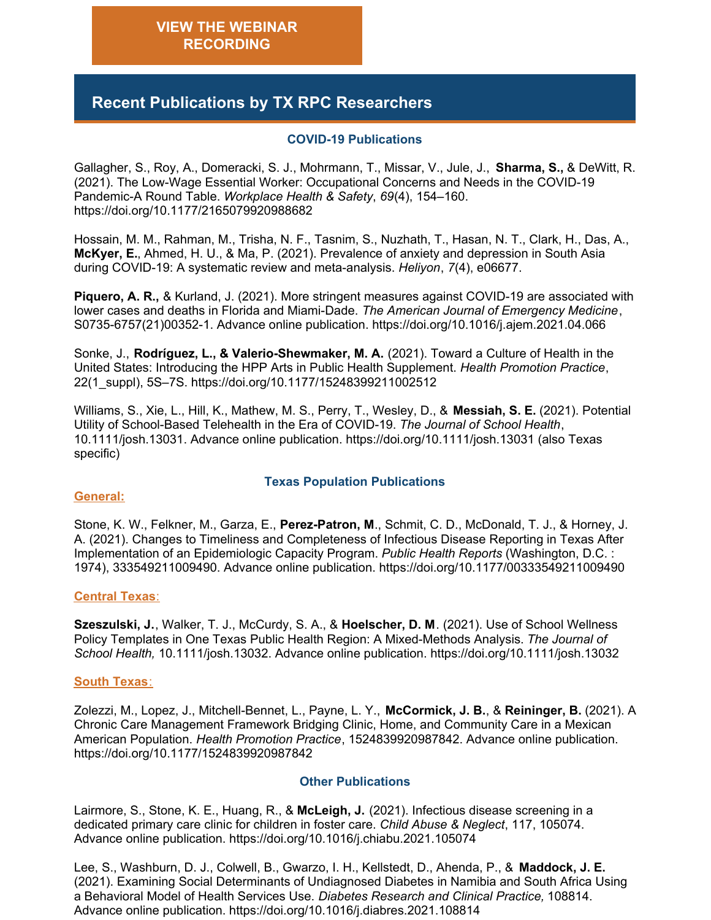**VIEW THE WEBINAR RECORDING**

## Recent Publications by TX RPC Researchers

### COVID-19 Publications

Gallagher, S., Roy, A., Domeracki, S. J., Mohrmann, T., Missar, V., Jule, J., **Sharma, S.,** & DeWitt, R. (2021). The Low-Wage Essential Worker: Occupational Concerns and Needs in the COVID-19 Pandemic-A Round Table. *Workplace Health & Safety*, *69*(4), 154–160. https://doi.org/10.1177/2165079920988682

Hossain, M. M., Rahman, M., Trisha, N. F., Tasnim, S., Nuzhath, T., Hasan, N. T., Clark, H., Das, A., **McKyer, E.**, Ahmed, H. U., & Ma, P. (2021). Prevalence of anxiety and depression in South Asia during COVID-19: A systematic review and meta-analysis. *Heliyon*, *7*(4), e06677.

**Piquero, A. R.,** & Kurland, J. (2021). More stringent measures against COVID-19 are associated with lower cases and deaths in Florida and Miami-Dade. *The American Journal of Emergency Medicine*, S0735-6757(21)00352-1. Advance online publication. https://doi.org/10.1016/j.ajem.2021.04.066

Sonke, J., **Rodríguez, L., & Valerio-Shewmaker, M. A.** (2021). Toward a Culture of Health in the United States: Introducing the HPP Arts in Public Health Supplement. *Health Promotion Practice*, 22(1_suppl), 5S–7S. https://doi.org/10.1177/15248399211002512

Williams, S., Xie, L., Hill, K., Mathew, M. S., Perry, T., Wesley, D., & **Messiah, S. E.** (2021). Potential Utility of School-Based Telehealth in the Era of COVID-19. *The Journal of School Health*, 10.1111/josh.13031. Advance online publication. https://doi.org/10.1111/josh.13031 (also Texas specific)

### Texas Population Publications

**General:**

Stone, K. W., Felkner, M., Garza, E., **Perez-Patron, M**., Schmit, C. D., McDonald, T. J., & Horney, J. A. (2021). Changes to Timeliness and Completeness of Infectious Disease Reporting in Texas After Implementation of an Epidemiologic Capacity Program. *Public Health Reports* (Washington, D.C. : 1974), 333549211009490. Advance online publication. https://doi.org/10.1177/00333549211009490

**Central Texas:**

**Szeszulski, J.**, Walker, T. J., McCurdy, S. A., & **Hoelscher, D. M**. (2021). Use of School Wellness Policy Templates in One Texas Public Health Region: A Mixed-Methods Analysis. *The Journal of School Health,* 10.1111/josh.13032. Advance online publication. https://doi.org/10.1111/josh.13032

**South Texas:**

Zolezzi, M., Lopez, J., Mitchell-Bennet, L., Payne, L. Y., **McCormick, J. B.**, & **Reininger, B.** (2021). A Chronic Care Management Framework Bridging Clinic, Home, and Community Care in a Mexican American Population. *Health Promotion Practice*, 1524839920987842. Advance online publication. https://doi.org/10.1177/1524839920987842

### Other Publications

Lairmore, S., Stone, K. E., Huang, R., & **McLeigh, J.** (2021). Infectious disease screening in a dedicated primary care clinic for children in foster care. *Child Abuse & Neglect*, 117, 105074. Advance online publication. https://doi.org/10.1016/j.chiabu.2021.105074

Lee, S., Washburn, D. J., Colwell, B., Gwarzo, I. H., Kellstedt, D., Ahenda, P., & **Maddock, J. E.** (2021). Examining Social Determinants of Undiagnosed Diabetes in Namibia and South Africa Using a Behavioral Model of Health Services Use. *Diabetes Research and Clinical Practice,* 108814. Advance online publication. https://doi.org/10.1016/j.diabres.2021.108814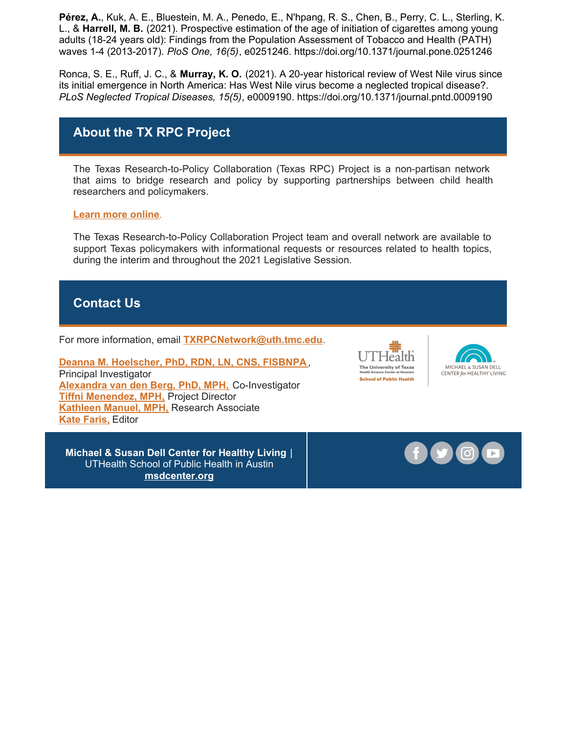**Pérez, A.**, Kuk, A. E., Bluestein, M. A., Penedo, E., N'hpang, R. S., Chen, B., Perry, C. L., Sterling, K. L., & **Harrell, M. B.** (2021). Prospective estimation of the age of initiation of cigarettes among young adults (18-24 years old): Findings from the Population Assessment of Tobacco and Health (PATH) waves 1-4 (2013-2017). *PloS One, 16(5)*, e0251246. https://doi.org/10.1371/journal.pone.0251246

Ronca, S. E., Ruff, J. C., & **Murray, K. O.** (2021). A 20-year historical review of West Nile virus since its initial emergence in North America: Has West Nile virus become a neglected tropical disease?. *PLoS Neglected Tropical Diseases, 15(5)*, e0009190. https://doi.org/10.1371/journal.pntd.0009190

## About the TX RPC Project

The Texas Research-to-Policy Collaboration (Texas RPC) Project is a non-partisan network that aims to bridge research and policy by supporting partnerships between child health researchers and policymakers.

**Learn more online.**

The Texas Research-to-Policy Collaboration Project team and overall network are available to support Texas policymakers with informational requests or resources related to health topics, during the interim and throughout the 2021 Legislative Session.

## Contact Us

For more information, email **TXRPCNetwork@uth.tmc.edu**.

**Deanna M. Hoelscher, PhD, RDN, LN, CNS, FISBNPA**, Principal Investigator
**Alexandra van den Berg, PhD, MPH,** Co-Investigator
**Tiffni Menendez, MPH,** Project Director
**Kathleen Manuel, MPH,** Research Associate
**Kate Faris,** Editor

UTHealth The University of Texas Health Science Center at Houston School of Public Health

MICHAEL & SUSAN DELL CENTER *for* HEALTHY LIVING

**Michael & Susan Dell Center for Healthy Living** | UTHealth School of Public Health in Austin
**msdcenter.org**